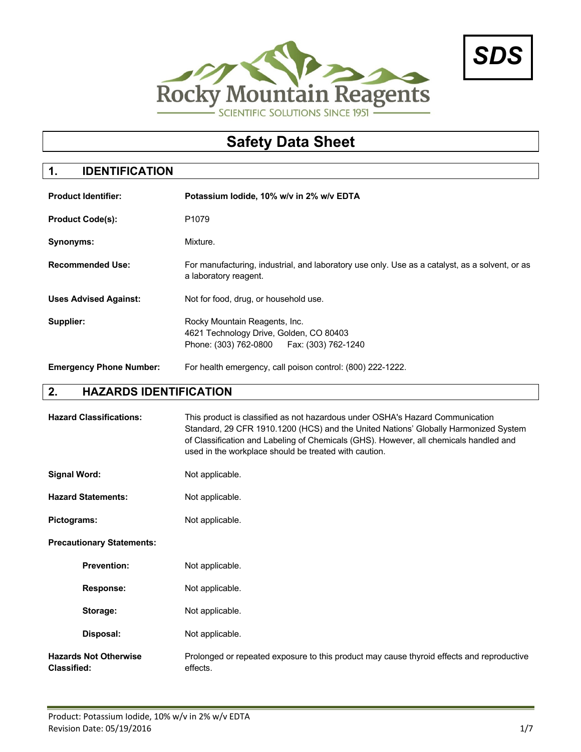Rocky Mountain Reagents
SCIENTIFIC SOLUTIONS SINCE 1951

**SDS**

# Safety Data Sheet

## 1. IDENTIFICATION

**Product Identifier:** **Potassium Iodide, 10% w/v in 2% w/v EDTA**

**Product Code(s):** P1079

**Synonyms:** Mixture.

**Recommended Use:** For manufacturing, industrial, and laboratory use only. Use as a catalyst, as a solvent, or as a laboratory reagent.

**Uses Advised Against:** Not for food, drug, or household use.

**Supplier:** Rocky Mountain Reagents, Inc.
4621 Technology Drive, Golden, CO 80403
Phone: (303) 762-0800 Fax: (303) 762-1240

**Emergency Phone Number:** For health emergency, call poison control: (800) 222-1222.

## 2. HAZARDS IDENTIFICATION

**Hazard Classifications:** This product is classified as not hazardous under OSHA's Hazard Communication Standard, 29 CFR 1910.1200 (HCS) and the United Nations' Globally Harmonized System of Classification and Labeling of Chemicals (GHS). However, all chemicals handled and used in the workplace should be treated with caution.

**Signal Word:** Not applicable.

**Hazard Statements:** Not applicable.

**Pictograms:** Not applicable.

**Precautionary Statements:**

- **Prevention:** Not applicable.
- **Response:** Not applicable.
- **Storage:** Not applicable.
- **Disposal:** Not applicable.

**Hazards Not Otherwise Classified:** Prolonged or repeated exposure to this product may cause thyroid effects and reproductive effects.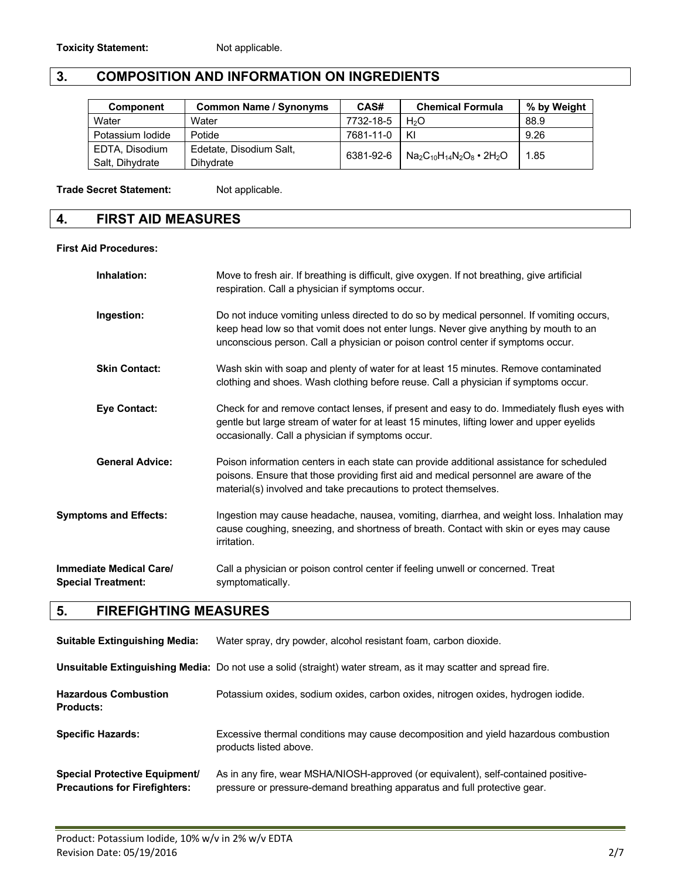**Toxicity Statement:** Not applicable.

## 3. COMPOSITION AND INFORMATION ON INGREDIENTS

| Component | Common Name / Synonyms | CAS# | Chemical Formula | % by Weight |
|---|---|---|---|---|
| Water | Water | 7732-18-5 | $H_2O$ | 88.9 |
| Potassium Iodide | Potide | 7681-11-0 | KI | 9.26 |
| EDTA, Disodium Salt, Dihydrate | Edetate, Disodium Salt, Dihydrate | 6381-92-6 | $Na_2C_{10}H_{14}N_2O_8 \cdot 2H_2O$ | 1.85 |

**Trade Secret Statement:** Not applicable.

## 4. FIRST AID MEASURES

**First Aid Procedures:**

**Inhalation:** Move to fresh air. If breathing is difficult, give oxygen. If not breathing, give artificial respiration. Call a physician if symptoms occur.

**Ingestion:** Do not induce vomiting unless directed to do so by medical personnel. If vomiting occurs, keep head low so that vomit does not enter lungs. Never give anything by mouth to an unconscious person. Call a physician or poison control center if symptoms occur.

**Skin Contact:** Wash skin with soap and plenty of water for at least 15 minutes. Remove contaminated clothing and shoes. Wash clothing before reuse. Call a physician if symptoms occur.

**Eye Contact:** Check for and remove contact lenses, if present and easy to do. Immediately flush eyes with gentle but large stream of water for at least 15 minutes, lifting lower and upper eyelids occasionally. Call a physician if symptoms occur.

**General Advice:** Poison information centers in each state can provide additional assistance for scheduled poisons. Ensure that those providing first aid and medical personnel are aware of the material(s) involved and take precautions to protect themselves.

**Symptoms and Effects:** Ingestion may cause headache, nausea, vomiting, diarrhea, and weight loss. Inhalation may cause coughing, sneezing, and shortness of breath. Contact with skin or eyes may cause irritation.

**Immediate Medical Care/ Special Treatment:** Call a physician or poison control center if feeling unwell or concerned. Treat symptomatically.

## 5. FIREFIGHTING MEASURES

**Suitable Extinguishing Media:** Water spray, dry powder, alcohol resistant foam, carbon dioxide.

**Unsuitable Extinguishing Media:** Do not use a solid (straight) water stream, as it may scatter and spread fire.

**Hazardous Combustion Products:** Potassium oxides, sodium oxides, carbon oxides, nitrogen oxides, hydrogen iodide.

**Specific Hazards:** Excessive thermal conditions may cause decomposition and yield hazardous combustion products listed above.

**Special Protective Equipment/ Precautions for Firefighters:** As in any fire, wear MSHA/NIOSH-approved (or equivalent), self-contained positive-pressure or pressure-demand breathing apparatus and full protective gear.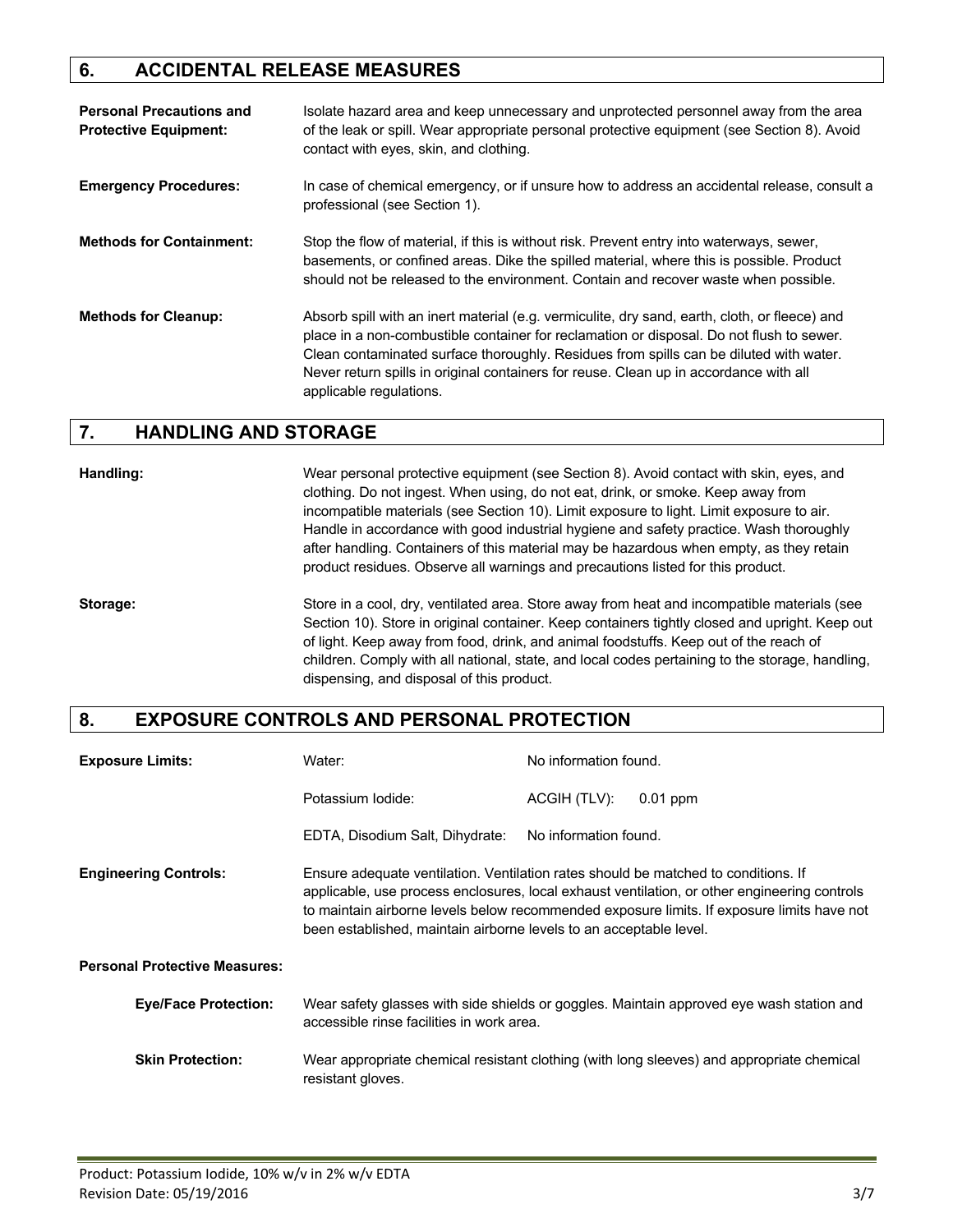## 6. ACCIDENTAL RELEASE MEASURES

**Personal Precautions and Protective Equipment:** Isolate hazard area and keep unnecessary and unprotected personnel away from the area of the leak or spill. Wear appropriate personal protective equipment (see Section 8). Avoid contact with eyes, skin, and clothing.

**Emergency Procedures:** In case of chemical emergency, or if unsure how to address an accidental release, consult a professional (see Section 1).

**Methods for Containment:** Stop the flow of material, if this is without risk. Prevent entry into waterways, sewer, basements, or confined areas. Dike the spilled material, where this is possible. Product should not be released to the environment. Contain and recover waste when possible.

**Methods for Cleanup:** Absorb spill with an inert material (e.g. vermiculite, dry sand, earth, cloth, or fleece) and place in a non-combustible container for reclamation or disposal. Do not flush to sewer. Clean contaminated surface thoroughly. Residues from spills can be diluted with water. Never return spills in original containers for reuse. Clean up in accordance with all applicable regulations.

## 7. HANDLING AND STORAGE

**Handling:** Wear personal protective equipment (see Section 8). Avoid contact with skin, eyes, and clothing. Do not ingest. When using, do not eat, drink, or smoke. Keep away from incompatible materials (see Section 10). Limit exposure to light. Limit exposure to air. Handle in accordance with good industrial hygiene and safety practice. Wash thoroughly after handling. Containers of this material may be hazardous when empty, as they retain product residues. Observe all warnings and precautions listed for this product.

**Storage:** Store in a cool, dry, ventilated area. Store away from heat and incompatible materials (see Section 10). Store in original container. Keep containers tightly closed and upright. Keep out of light. Keep away from food, drink, and animal foodstuffs. Keep out of the reach of children. Comply with all national, state, and local codes pertaining to the storage, handling, dispensing, and disposal of this product.

## 8. EXPOSURE CONTROLS AND PERSONAL PROTECTION

**Exposure Limits:**

| Component | Limit |
|---|---|
| Water: | No information found. |
| Potassium Iodide: | ACGIH (TLV): 0.01 ppm |
| EDTA, Disodium Salt, Dihydrate: | No information found. |

**Engineering Controls:** Ensure adequate ventilation. Ventilation rates should be matched to conditions. If applicable, use process enclosures, local exhaust ventilation, or other engineering controls to maintain airborne levels below recommended exposure limits. If exposure limits have not been established, maintain airborne levels to an acceptable level.

**Personal Protective Measures:**

**Eye/Face Protection:** Wear safety glasses with side shields or goggles. Maintain approved eye wash station and accessible rinse facilities in work area.

**Skin Protection:** Wear appropriate chemical resistant clothing (with long sleeves) and appropriate chemical resistant gloves.

Product: Potassium Iodide, 10% w/v in 2% w/v EDTA
Revision Date: 05/19/2016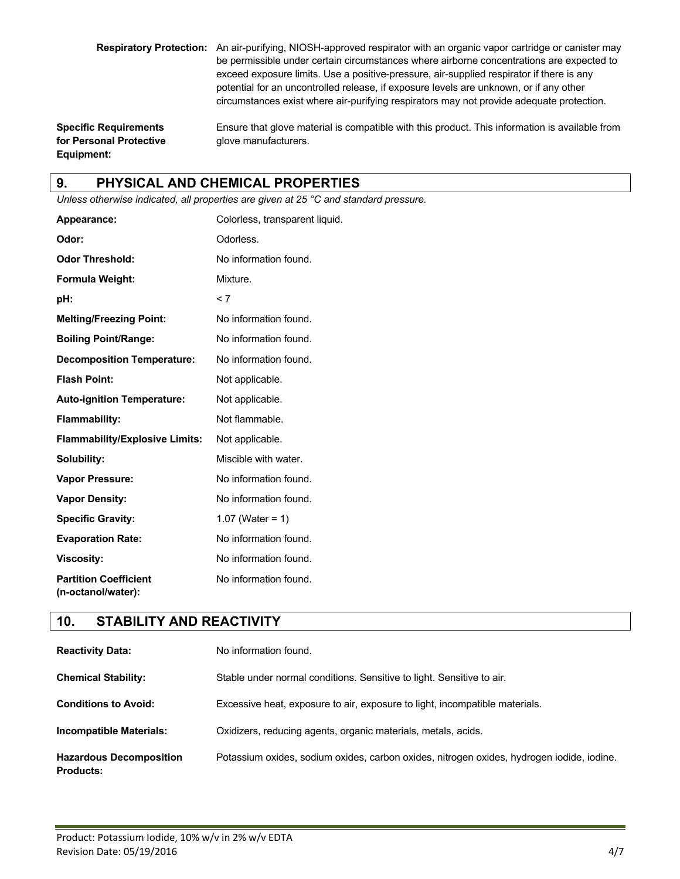**Respiratory Protection:** An air-purifying, NIOSH-approved respirator with an organic vapor cartridge or canister may be permissible under certain circumstances where airborne concentrations are expected to exceed exposure limits. Use a positive-pressure, air-supplied respirator if there is any potential for an uncontrolled release, if exposure levels are unknown, or if any other circumstances exist where air-purifying respirators may not provide adequate protection.

**Specific Requirements for Personal Protective Equipment:** Ensure that glove material is compatible with this product. This information is available from glove manufacturers.

## 9. PHYSICAL AND CHEMICAL PROPERTIES

*Unless otherwise indicated, all properties are given at 25 °C and standard pressure.*

| | |
|---|---|
| **Appearance:** | Colorless, transparent liquid. |
| **Odor:** | Odorless. |
| **Odor Threshold:** | No information found. |
| **Formula Weight:** | Mixture. |
| **pH:** | < 7 |
| **Melting/Freezing Point:** | No information found. |
| **Boiling Point/Range:** | No information found. |
| **Decomposition Temperature:** | No information found. |
| **Flash Point:** | Not applicable. |
| **Auto-ignition Temperature:** | Not applicable. |
| **Flammability:** | Not flammable. |
| **Flammability/Explosive Limits:** | Not applicable. |
| **Solubility:** | Miscible with water. |
| **Vapor Pressure:** | No information found. |
| **Vapor Density:** | No information found. |
| **Specific Gravity:** | 1.07 (Water = 1) |
| **Evaporation Rate:** | No information found. |
| **Viscosity:** | No information found. |
| **Partition Coefficient (n-octanol/water):** | No information found. |

## 10. STABILITY AND REACTIVITY

| | |
|---|---|
| **Reactivity Data:** | No information found. |
| **Chemical Stability:** | Stable under normal conditions. Sensitive to light. Sensitive to air. |
| **Conditions to Avoid:** | Excessive heat, exposure to air, exposure to light, incompatible materials. |
| **Incompatible Materials:** | Oxidizers, reducing agents, organic materials, metals, acids. |
| **Hazardous Decomposition Products:** | Potassium oxides, sodium oxides, carbon oxides, nitrogen oxides, hydrogen iodide, iodine. |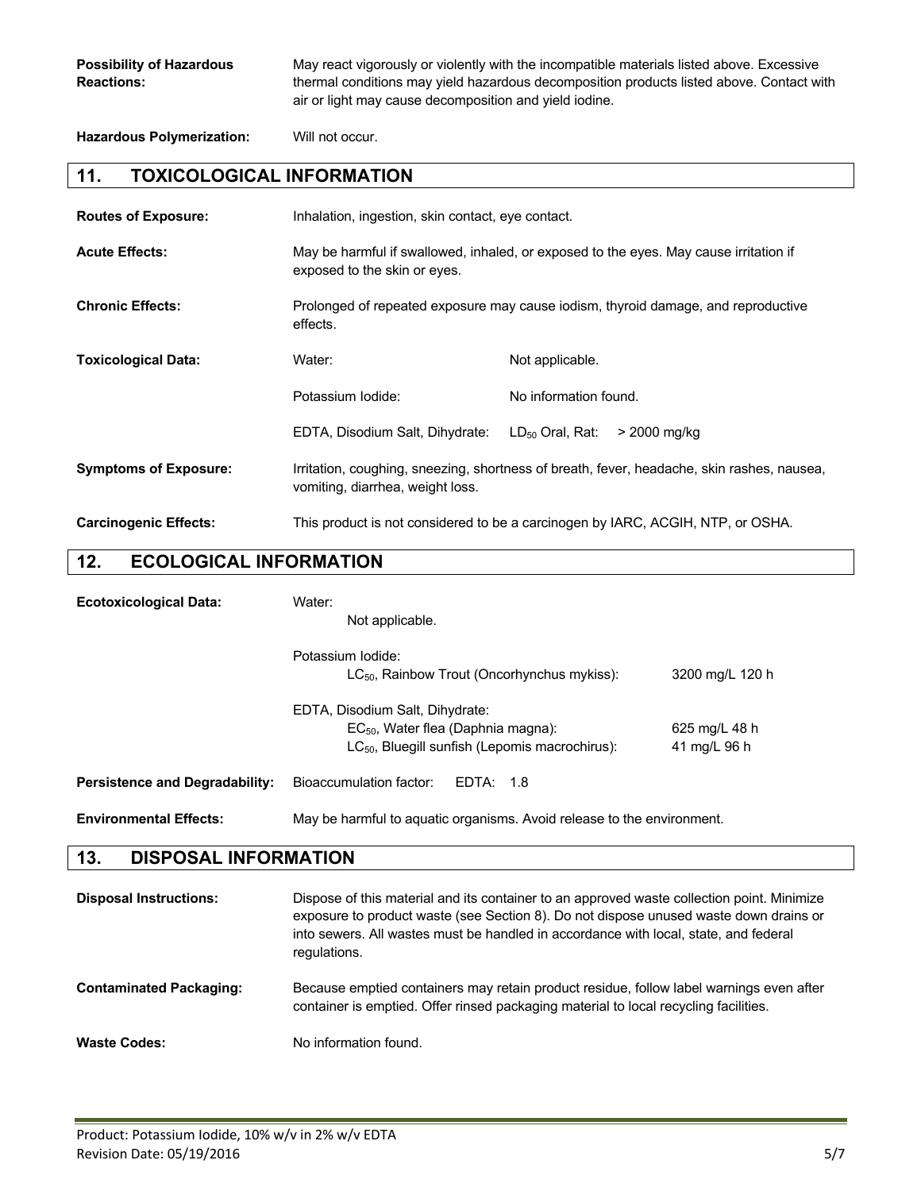**Possibility of Hazardous Reactions:** May react vigorously or violently with the incompatible materials listed above. Excessive thermal conditions may yield hazardous decomposition products listed above. Contact with air or light may cause decomposition and yield iodine.

**Hazardous Polymerization:** Will not occur.

## 11. TOXICOLOGICAL INFORMATION

**Routes of Exposure:** Inhalation, ingestion, skin contact, eye contact.

**Acute Effects:** May be harmful if swallowed, inhaled, or exposed to the eyes. May cause irritation if exposed to the skin or eyes.

**Chronic Effects:** Prolonged of repeated exposure may cause iodism, thyroid damage, and reproductive effects.

**Toxicological Data:**

| | |
|---|---|
| Water: | Not applicable. |
| Potassium Iodide: | No information found. |
| EDTA, Disodium Salt, Dihydrate: | $LD_{50}$ Oral, Rat: > 2000 mg/kg |

**Symptoms of Exposure:** Irritation, coughing, sneezing, shortness of breath, fever, headache, skin rashes, nausea, vomiting, diarrhea, weight loss.

**Carcinogenic Effects:** This product is not considered to be a carcinogen by IARC, ACGIH, NTP, or OSHA.

## 12. ECOLOGICAL INFORMATION

**Ecotoxicological Data:**

Water:
Not applicable.

Potassium Iodide:

| | |
|---|---|
| $LC_{50}$, Rainbow Trout (Oncorhynchus mykiss): | 3200 mg/L 120 h |

EDTA, Disodium Salt, Dihydrate:

| | |
|---|---|
| $EC_{50}$, Water flea (Daphnia magna): | 625 mg/L 48 h |
| $LC_{50}$, Bluegill sunfish (Lepomis macrochirus): | 41 mg/L 96 h |

**Persistence and Degradability:** Bioaccumulation factor: EDTA: 1.8

**Environmental Effects:** May be harmful to aquatic organisms. Avoid release to the environment.

## 13. DISPOSAL INFORMATION

**Disposal Instructions:** Dispose of this material and its container to an approved waste collection point. Minimize exposure to product waste (see Section 8). Do not dispose unused waste down drains or into sewers. All wastes must be handled in accordance with local, state, and federal regulations.

**Contaminated Packaging:** Because emptied containers may retain product residue, follow label warnings even after container is emptied. Offer rinsed packaging material to local recycling facilities.

**Waste Codes:** No information found.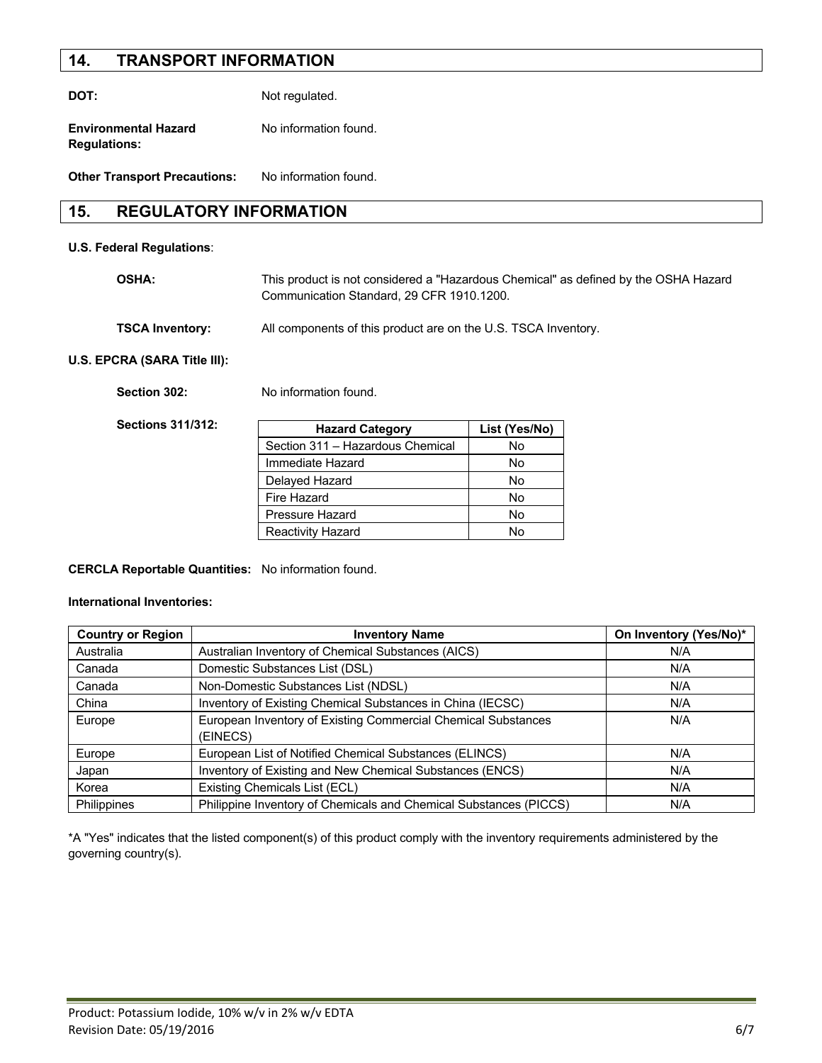## 14. TRANSPORT INFORMATION

**DOT:** Not regulated.

**Environmental Hazard Regulations:** No information found.

**Other Transport Precautions:** No information found.

## 15. REGULATORY INFORMATION

**U.S. Federal Regulations**:

**OSHA:** This product is not considered a "Hazardous Chemical" as defined by the OSHA Hazard Communication Standard, 29 CFR 1910.1200.

**TSCA Inventory:** All components of this product are on the U.S. TSCA Inventory.

**U.S. EPCRA (SARA Title III):**

**Section 302:** No information found.

**Sections 311/312:**

| Hazard Category | List (Yes/No) |
|---|---|
| Section 311 – Hazardous Chemical | No |
| Immediate Hazard | No |
| Delayed Hazard | No |
| Fire Hazard | No |
| Pressure Hazard | No |
| Reactivity Hazard | No |

**CERCLA Reportable Quantities:** No information found.

**International Inventories:**

| Country or Region | Inventory Name | On Inventory (Yes/No)* |
|---|---|---|
| Australia | Australian Inventory of Chemical Substances (AICS) | N/A |
| Canada | Domestic Substances List (DSL) | N/A |
| Canada | Non-Domestic Substances List (NDSL) | N/A |
| China | Inventory of Existing Chemical Substances in China (IECSC) | N/A |
| Europe | European Inventory of Existing Commercial Chemical Substances (EINECS) | N/A |
| Europe | European List of Notified Chemical Substances (ELINCS) | N/A |
| Japan | Inventory of Existing and New Chemical Substances (ENCS) | N/A |
| Korea | Existing Chemicals List (ECL) | N/A |
| Philippines | Philippine Inventory of Chemicals and Chemical Substances (PICCS) | N/A |

*A "Yes" indicates that the listed component(s) of this product comply with the inventory requirements administered by the governing country(s).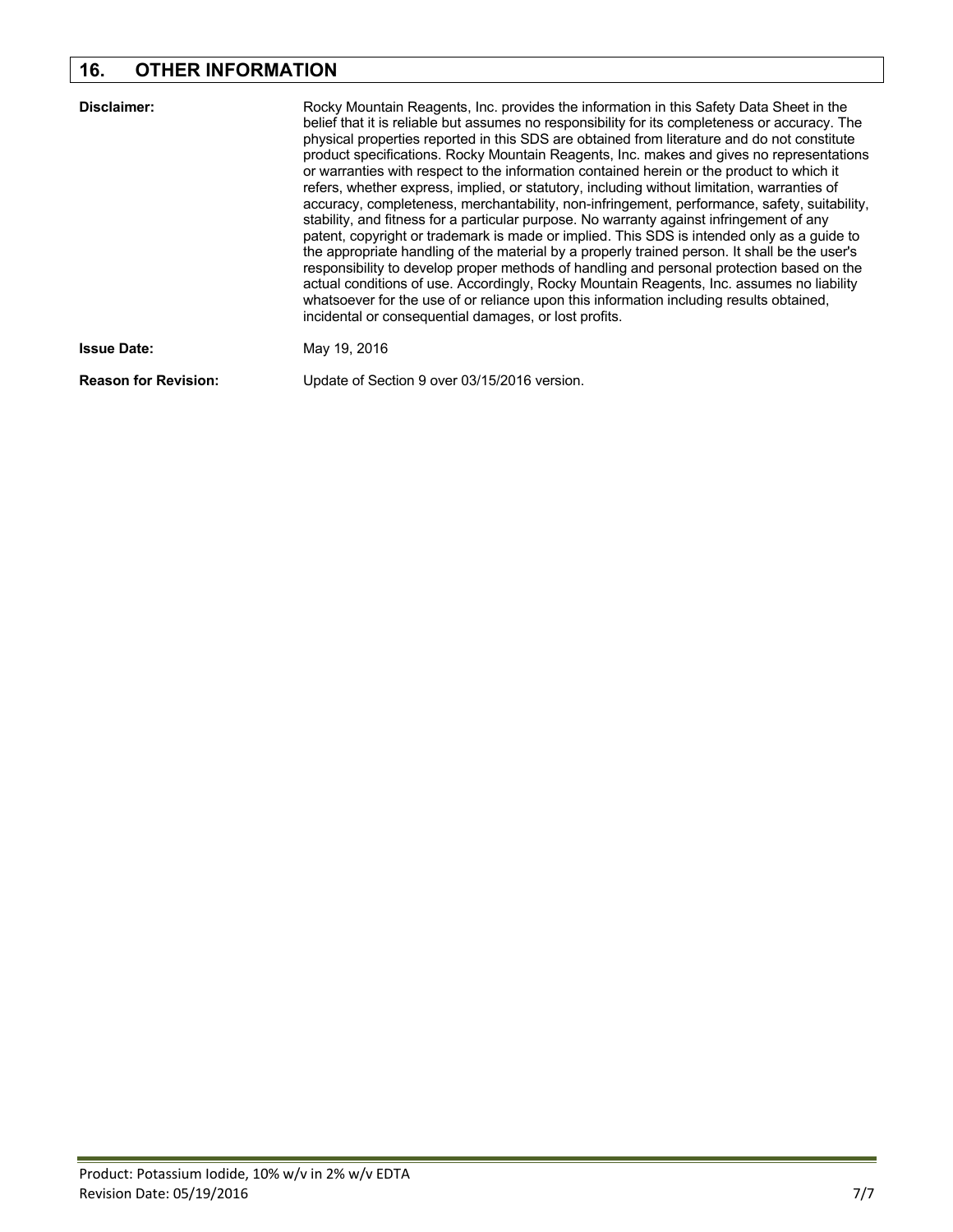## 16. OTHER INFORMATION

**Disclaimer:** Rocky Mountain Reagents, Inc. provides the information in this Safety Data Sheet in the belief that it is reliable but assumes no responsibility for its completeness or accuracy. The physical properties reported in this SDS are obtained from literature and do not constitute product specifications. Rocky Mountain Reagents, Inc. makes and gives no representations or warranties with respect to the information contained herein or the product to which it refers, whether express, implied, or statutory, including without limitation, warranties of accuracy, completeness, merchantability, non-infringement, performance, safety, suitability, stability, and fitness for a particular purpose. No warranty against infringement of any patent, copyright or trademark is made or implied. This SDS is intended only as a guide to the appropriate handling of the material by a properly trained person. It shall be the user's responsibility to develop proper methods of handling and personal protection based on the actual conditions of use. Accordingly, Rocky Mountain Reagents, Inc. assumes no liability whatsoever for the use of or reliance upon this information including results obtained, incidental or consequential damages, or lost profits.

**Issue Date:** May 19, 2016

**Reason for Revision:** Update of Section 9 over 03/15/2016 version.